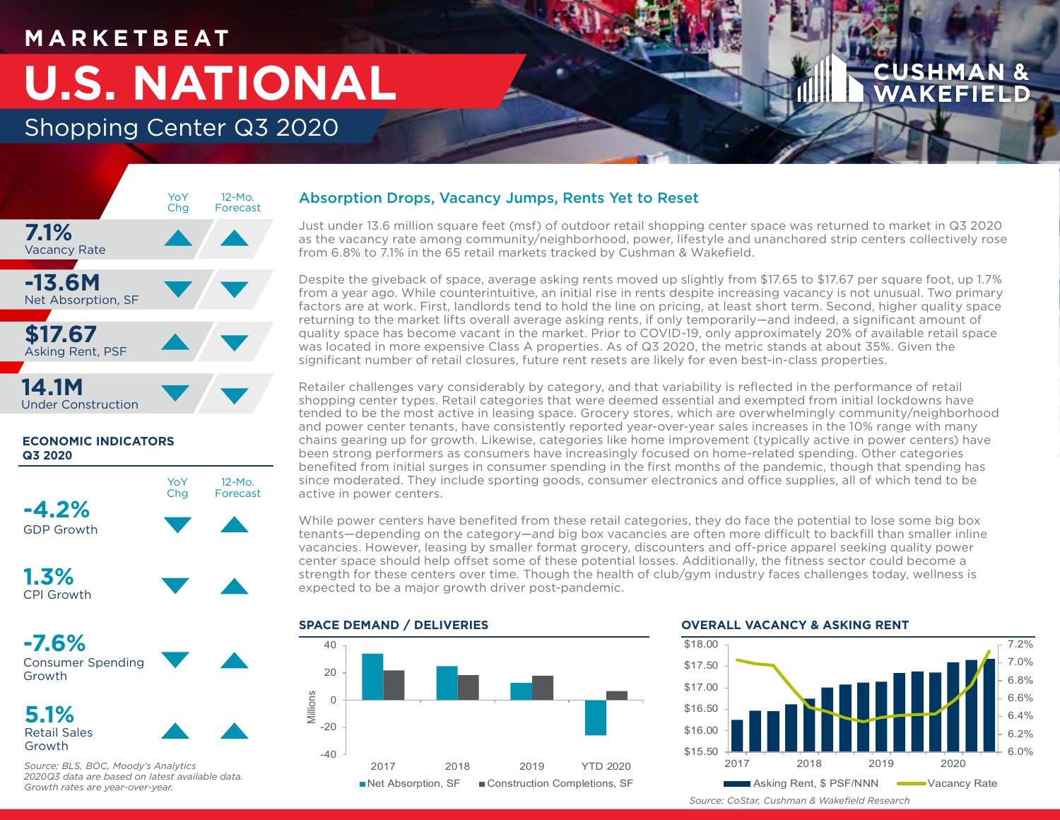# MARKETBEAT

# U.S. NATIONAL

## Shopping Center Q3 2020

| | YoY Chg | 12-Mo. Forecast |
|---|---|---|
| **7.1%** Vacancy Rate | ▲ | ▲ |
| **-13.6M** Net Absorption, SF | ▼ | ▼ |
| **$17.67** Asking Rent, PSF | ▲ | ▼ |
| **14.1M** Under Construction | ▼ | ▼ |

### ECONOMIC INDICATORS Q3 2020

| | YoY Chg | 12-Mo. Forecast |
|---|---|---|
| **-4.2%** GDP Growth | ▼ | ▲ |
| **1.3%** CPI Growth | ▼ | ▲ |
| **-7.6%** Consumer Spending Growth | ▼ | ▲ |
| **5.1%** Retail Sales Growth | ▲ | ▲ |

*Source: BLS, BOC, Moody's Analytics 2020Q3 data are based on latest available data. Growth rates are year-over-year.*

### Absorption Drops, Vacancy Jumps, Rents Yet to Reset

Just under 13.6 million square feet (msf) of outdoor retail shopping center space was returned to market in Q3 2020 as the vacancy rate among community/neighborhood, power, lifestyle and unanchored strip centers collectively rose from 6.8% to 7.1% in the 65 retail markets tracked by Cushman & Wakefield.

Despite the giveback of space, average asking rents moved up slightly from $17.65 to $17.67 per square foot, up 1.7% from a year ago. While counterintuitive, an initial rise in rents despite increasing vacancy is not unusual. Two primary factors are at work. First, landlords tend to hold the line on pricing, at least short term. Second, higher quality space returning to the market lifts overall average asking rents, if only temporarily—and indeed, a significant amount of quality space has become vacant in the market. Prior to COVID-19, only approximately 20% of available retail space was located in more expensive Class A properties. As of Q3 2020, the metric stands at about 35%. Given the significant number of retail closures, future rent resets are likely for even best-in-class properties.

Retailer challenges vary considerably by category, and that variability is reflected in the performance of retail shopping center types. Retail categories that were deemed essential and exempted from initial lockdowns have tended to be the most active in leasing space. Grocery stores, which are overwhelmingly community/neighborhood and power center tenants, have consistently reported year-over-year sales increases in the 10% range with many chains gearing up for growth. Likewise, categories like home improvement (typically active in power centers) have been strong performers as consumers have increasingly focused on home-related spending. Other categories benefited from initial surges in consumer spending in the first months of the pandemic, though that spending has since moderated. They include sporting goods, consumer electronics and office supplies, all of which tend to be active in power centers.

While power centers have benefited from these retail categories, they do face the potential to lose some big box tenants—depending on the category—and big box vacancies are often more difficult to backfill than smaller inline vacancies. However, leasing by smaller format grocery, discounters and off-price apparel seeking quality power center space should help offset some of these potential losses. Additionally, the fitness sector could become a strength for these centers over time. Though the health of club/gym industry faces challenges today, wellness is expected to be a major growth driver post-pandemic.

### SPACE DEMAND / DELIVERIES

Millions: 2017, 2018, 2019, YTD 2020 — Net Absorption, SF; Construction Completions, SF

### OVERALL VACANCY & ASKING RENT

2017–2020 — Asking Rent, $ PSF/NNN; Vacancy Rate

*Source: CoStar, Cushman & Wakefield Research*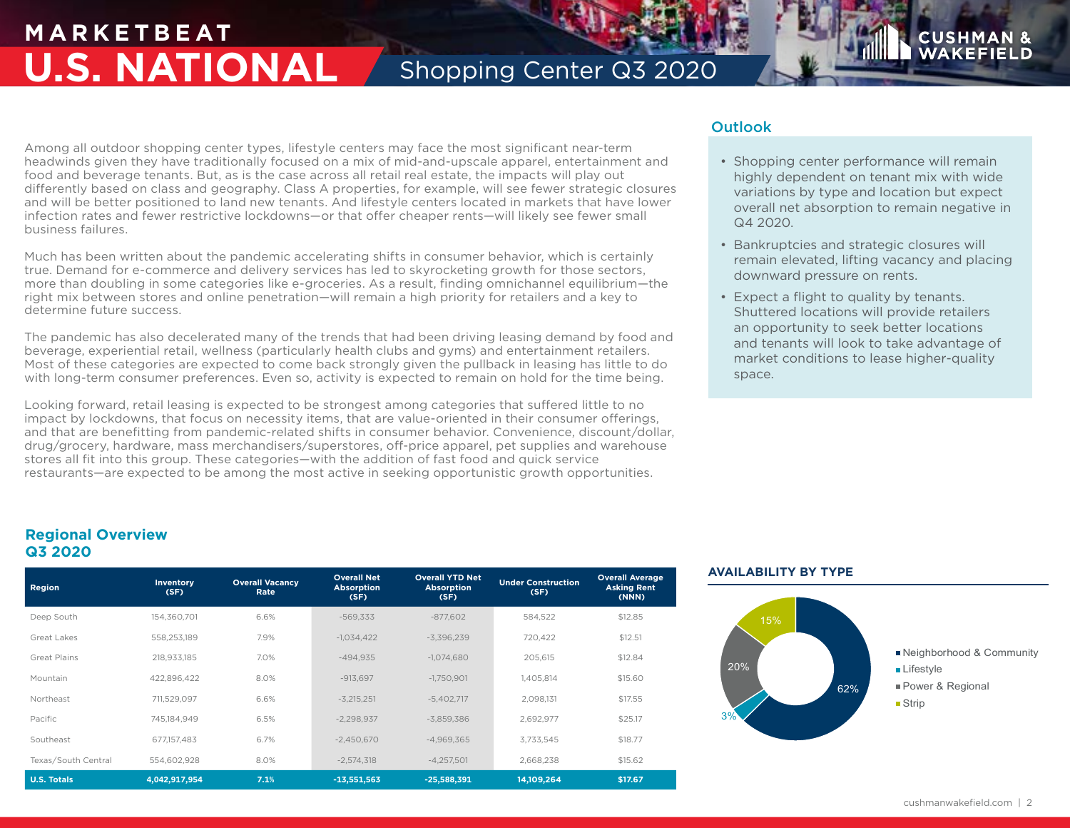# MARKETBEAT U.S. NATIONAL

## Shopping Center Q3 2020

Among all outdoor shopping center types, lifestyle centers may face the most significant near-term headwinds given they have traditionally focused on a mix of mid-and-upscale apparel, entertainment and food and beverage tenants. But, as is the case across all retail real estate, the impacts will play out differently based on class and geography. Class A properties, for example, will see fewer strategic closures and will be better positioned to land new tenants. And lifestyle centers located in markets that have lower infection rates and fewer restrictive lockdowns—or that offer cheaper rents—will likely see fewer small business failures.

Much has been written about the pandemic accelerating shifts in consumer behavior, which is certainly true. Demand for e-commerce and delivery services has led to skyrocketing growth for those sectors, more than doubling in some categories like e-groceries. As a result, finding omnichannel equilibrium—the right mix between stores and online penetration—will remain a high priority for retailers and a key to determine future success.

The pandemic has also decelerated many of the trends that had been driving leasing demand by food and beverage, experiential retail, wellness (particularly health clubs and gyms) and entertainment retailers. Most of these categories are expected to come back strongly given the pullback in leasing has little to do with long-term consumer preferences. Even so, activity is expected to remain on hold for the time being.

Looking forward, retail leasing is expected to be strongest among categories that suffered little to no impact by lockdowns, that focus on necessity items, that are value-oriented in their consumer offerings, and that are benefitting from pandemic-related shifts in consumer behavior. Convenience, discount/dollar, drug/grocery, hardware, mass merchandisers/superstores, off-price apparel, pet supplies and warehouse stores all fit into this group. These categories—with the addition of fast food and quick service restaurants—are expected to be among the most active in seeking opportunistic growth opportunities.

### Outlook

- Shopping center performance will remain highly dependent on tenant mix with wide variations by type and location but expect overall net absorption to remain negative in Q4 2020.
- Bankruptcies and strategic closures will remain elevated, lifting vacancy and placing downward pressure on rents.
- Expect a flight to quality by tenants. Shuttered locations will provide retailers an opportunity to seek better locations and tenants will look to take advantage of market conditions to lease higher-quality space.

### Regional Overview Q3 2020

| Region | Inventory (SF) | Overall Vacancy Rate | Overall Net Absorption (SF) | Overall YTD Net Absorption (SF) | Under Construction (SF) | Overall Average Asking Rent (NNN) |
|---|---|---|---|---|---|---|
| Deep South | 154,360,701 | 6.6% | -569,333 | -877,602 | 584,522 | $12.85 |
| Great Lakes | 558,253,189 | 7.9% | -1,034,422 | -3,396,239 | 720,422 | $12.51 |
| Great Plains | 218,933,185 | 7.0% | -494,935 | -1,074,680 | 205,615 | $12.84 |
| Mountain | 422,896,422 | 8.0% | -913,697 | -1,750,901 | 1,405,814 | $15.60 |
| Northeast | 711,529,097 | 6.6% | -3,215,251 | -5,402,717 | 2,098,131 | $17.55 |
| Pacific | 745,184,949 | 6.5% | -2,298,937 | -3,859,386 | 2,692,977 | $25.17 |
| Southeast | 677,157,483 | 6.7% | -2,450,670 | -4,969,365 | 3,733,545 | $18.77 |
| Texas/South Central | 554,602,928 | 8.0% | -2,574,318 | -4,257,501 | 2,668,238 | $15.62 |
| **U.S. Totals** | **4,042,917,954** | **7.1%** | **-13,551,563** | **-25,588,391** | **14,109,264** | **$17.67** |

### AVAILABILITY BY TYPE

- Neighborhood & Community: 62%
- Lifestyle: 3%
- Power & Regional: 20%
- Strip: 15%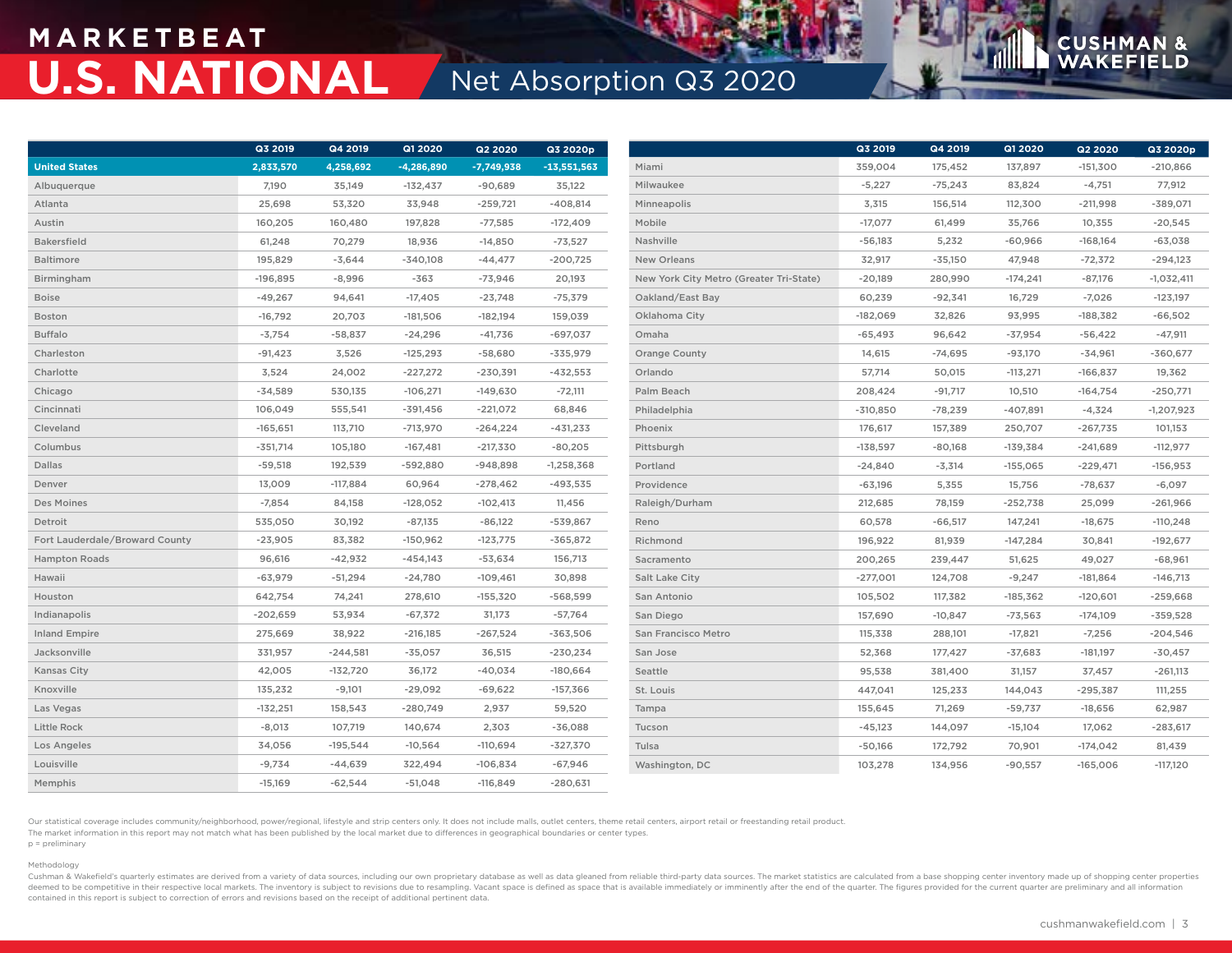# MARKETBEAT U.S. NATIONAL

## Net Absorption Q3 2020

| | Q3 2019 | Q4 2019 | Q1 2020 | Q2 2020 | Q3 2020p |
|---|---|---|---|---|---|
| **United States** | **2,833,570** | **4,258,692** | **-4,286,890** | **-7,749,938** | **-13,551,563** |
| Albuquerque | 7,190 | 35,149 | -132,437 | -90,689 | 35,122 |
| Atlanta | 25,698 | 53,320 | 33,948 | -259,721 | -408,814 |
| Austin | 160,205 | 160,480 | 197,828 | -77,585 | -172,409 |
| Bakersfield | 61,248 | 70,279 | 18,936 | -14,850 | -73,527 |
| Baltimore | 195,829 | -3,644 | -340,108 | -44,477 | -200,725 |
| Birmingham | -196,895 | -8,996 | -363 | -73,946 | 20,193 |
| Boise | -49,267 | 94,641 | -17,405 | -23,748 | -75,379 |
| Boston | -16,792 | 20,703 | -181,506 | -182,194 | 159,039 |
| Buffalo | -3,754 | -58,837 | -24,296 | -41,736 | -697,037 |
| Charleston | -91,423 | 3,526 | -125,293 | -58,680 | -335,979 |
| Charlotte | 3,524 | 24,002 | -227,272 | -230,391 | -432,553 |
| Chicago | -34,589 | 530,135 | -106,271 | -149,630 | -72,111 |
| Cincinnati | 106,049 | 555,541 | -391,456 | -221,072 | 68,846 |
| Cleveland | -165,651 | 113,710 | -713,970 | -264,224 | -431,233 |
| Columbus | -351,714 | 105,180 | -167,481 | -217,330 | -80,205 |
| Dallas | -59,518 | 192,539 | -592,880 | -948,898 | -1,258,368 |
| Denver | 13,009 | -117,884 | 60,964 | -278,462 | -493,535 |
| Des Moines | -7,854 | 84,158 | -128,052 | -102,413 | 11,456 |
| Detroit | 535,050 | 30,192 | -87,135 | -86,122 | -539,867 |
| Fort Lauderdale/Broward County | -23,905 | 83,382 | -150,962 | -123,775 | -365,872 |
| Hampton Roads | 96,616 | -42,932 | -454,143 | -53,634 | 156,713 |
| Hawaii | -63,979 | -51,294 | -24,780 | -109,461 | 30,898 |
| Houston | 642,754 | 74,241 | 278,610 | -155,320 | -568,599 |
| Indianapolis | -202,659 | 53,934 | -67,372 | 31,173 | -57,764 |
| Inland Empire | 275,669 | 38,922 | -216,185 | -267,524 | -363,506 |
| Jacksonville | 331,957 | -244,581 | -35,057 | 36,515 | -230,234 |
| Kansas City | 42,005 | -132,720 | 36,172 | -40,034 | -180,664 |
| Knoxville | 135,232 | -9,101 | -29,092 | -69,622 | -157,366 |
| Las Vegas | -132,251 | 158,543 | -280,749 | 2,937 | 59,520 |
| Little Rock | -8,013 | 107,719 | 140,674 | 2,303 | -36,088 |
| Los Angeles | 34,056 | -195,544 | -10,564 | -110,694 | -327,370 |
| Louisville | -9,734 | -44,639 | 322,494 | -106,834 | -67,946 |
| Memphis | -15,169 | -62,544 | -51,048 | -116,849 | -280,631 |
| Miami | 359,004 | 175,452 | 137,897 | -151,300 | -210,866 |
| Milwaukee | -5,227 | -75,243 | 83,824 | -4,751 | 77,912 |
| Minneapolis | 3,315 | 156,514 | 112,300 | -211,998 | -389,071 |
| Mobile | -17,077 | 61,499 | 35,766 | 10,355 | -20,545 |
| Nashville | -56,183 | 5,232 | -60,966 | -168,164 | -63,038 |
| New Orleans | 32,917 | -35,150 | 47,948 | -72,372 | -294,123 |
| New York City Metro (Greater Tri-State) | -20,189 | 280,990 | -174,241 | -87,176 | -1,032,411 |
| Oakland/East Bay | 60,239 | -92,341 | 16,729 | -7,026 | -123,197 |
| Oklahoma City | -182,069 | 32,826 | 93,995 | -188,382 | -66,502 |
| Omaha | -65,493 | 96,642 | -37,954 | -56,422 | -47,911 |
| Orange County | 14,615 | -74,695 | -93,170 | -34,961 | -360,677 |
| Orlando | 57,714 | 50,015 | -113,271 | -166,837 | 19,362 |
| Palm Beach | 208,424 | -91,717 | 10,510 | -164,754 | -250,771 |
| Philadelphia | -310,850 | -78,239 | -407,891 | -4,324 | -1,207,923 |
| Phoenix | 176,617 | 157,389 | 250,707 | -267,735 | 101,153 |
| Pittsburgh | -138,597 | -80,168 | -139,384 | -241,689 | -112,977 |
| Portland | -24,840 | -3,314 | -155,065 | -229,471 | -156,953 |
| Providence | -63,196 | 5,355 | 15,756 | -78,637 | -6,097 |
| Raleigh/Durham | 212,685 | 78,159 | -252,738 | 25,099 | -261,966 |
| Reno | 60,578 | -66,517 | 147,241 | -18,675 | -110,248 |
| Richmond | 196,922 | 81,939 | -147,284 | 30,841 | -192,677 |
| Sacramento | 200,265 | 239,447 | 51,625 | 49,027 | -68,961 |
| Salt Lake City | -277,001 | 124,708 | -9,247 | -181,864 | -146,713 |
| San Antonio | 105,502 | 117,382 | -185,362 | -120,601 | -259,668 |
| San Diego | 157,690 | -10,847 | -73,563 | -174,109 | -359,528 |
| San Francisco Metro | 115,338 | 288,101 | -17,821 | -7,256 | -204,546 |
| San Jose | 52,368 | 177,427 | -37,683 | -181,197 | -30,457 |
| Seattle | 95,538 | 381,400 | 31,157 | 37,457 | -261,113 |
| St. Louis | 447,041 | 125,233 | 144,043 | -295,387 | 111,255 |
| Tampa | 155,645 | 71,269 | -59,737 | -18,656 | 62,987 |
| Tucson | -45,123 | 144,097 | -15,104 | 17,062 | -283,617 |
| Tulsa | -50,166 | 172,792 | 70,901 | -174,042 | 81,439 |
| Washington, DC | 103,278 | 134,956 | -90,557 | -165,006 | -117,120 |

Our statistical coverage includes community/neighborhood, power/regional, lifestyle and strip centers only. It does not include malls, outlet centers, theme retail centers, airport retail or freestanding retail product.
The market information in this report may not match what has been published by the local market due to differences in geographical boundaries or center types.
p = preliminary

Methodology
Cushman & Wakefield's quarterly estimates are derived from a variety of data sources, including our own proprietary database as well as data gleaned from reliable third-party data sources. The market statistics are calculated from a base shopping center inventory made up of shopping center properties deemed to be competitive in their respective local markets. The inventory is subject to revisions due to resampling. Vacant space is defined as space that is available immediately or imminently after the end of the quarter. The figures provided for the current quarter are preliminary and all information contained in this report is subject to correction of errors and revisions based on the receipt of additional pertinent data.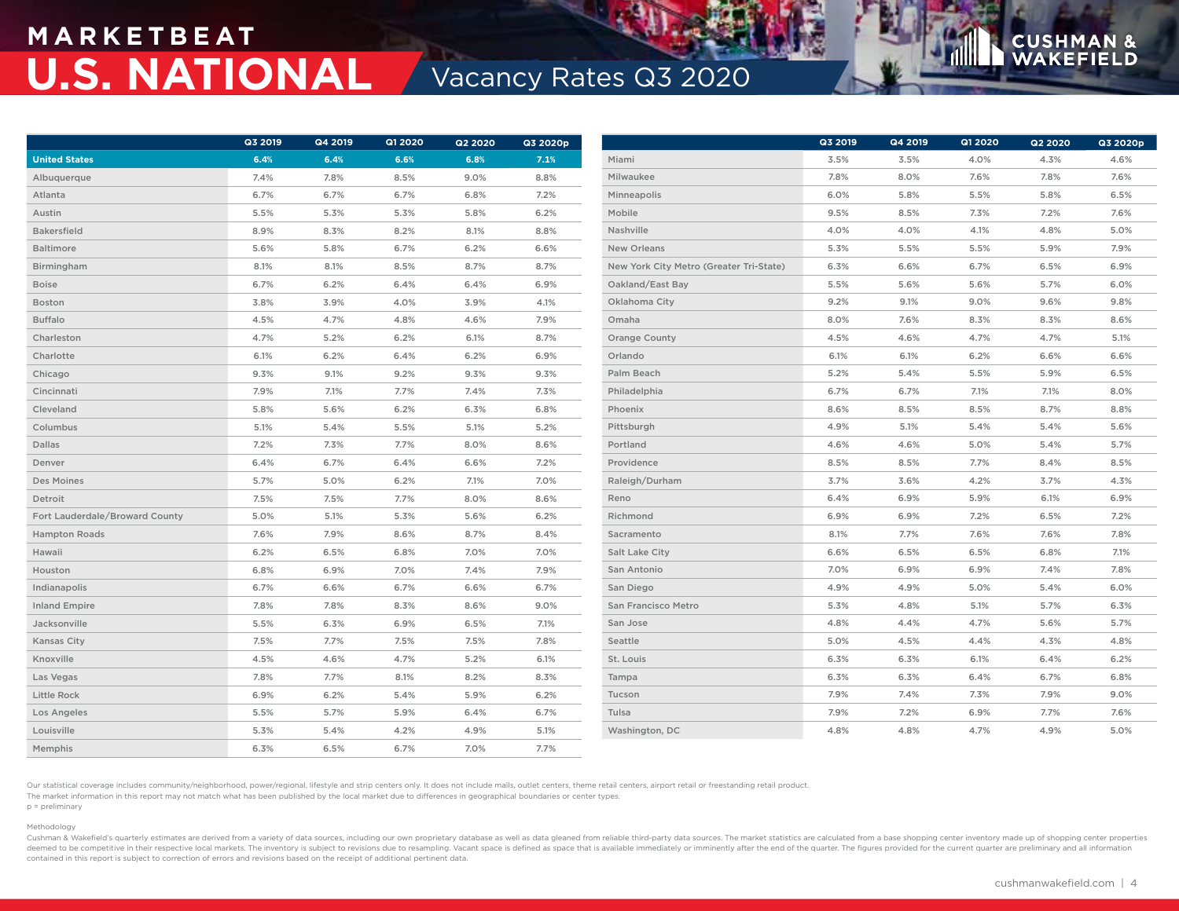# MARKETBEAT
# U.S. NATIONAL
## Vacancy Rates Q3 2020

| | Q3 2019 | Q4 2019 | Q1 2020 | Q2 2020 | Q3 2020p |
|---|---|---|---|---|---|
| **United States** | **6.4%** | **6.4%** | **6.6%** | **6.8%** | **7.1%** |
| Albuquerque | 7.4% | 7.8% | 8.5% | 9.0% | 8.8% |
| Atlanta | 6.7% | 6.7% | 6.7% | 6.8% | 7.2% |
| Austin | 5.5% | 5.3% | 5.3% | 5.8% | 6.2% |
| Bakersfield | 8.9% | 8.3% | 8.2% | 8.1% | 8.8% |
| Baltimore | 5.6% | 5.8% | 6.7% | 6.2% | 6.6% |
| Birmingham | 8.1% | 8.1% | 8.5% | 8.7% | 8.7% |
| Boise | 6.7% | 6.2% | 6.4% | 6.4% | 6.9% |
| Boston | 3.8% | 3.9% | 4.0% | 3.9% | 4.1% |
| Buffalo | 4.5% | 4.7% | 4.8% | 4.6% | 7.9% |
| Charleston | 4.7% | 5.2% | 6.2% | 6.1% | 8.7% |
| Charlotte | 6.1% | 6.2% | 6.4% | 6.2% | 6.9% |
| Chicago | 9.3% | 9.1% | 9.2% | 9.3% | 9.3% |
| Cincinnati | 7.9% | 7.1% | 7.7% | 7.4% | 7.3% |
| Cleveland | 5.8% | 5.6% | 6.2% | 6.3% | 6.8% |
| Columbus | 5.1% | 5.4% | 5.5% | 5.1% | 5.2% |
| Dallas | 7.2% | 7.3% | 7.7% | 8.0% | 8.6% |
| Denver | 6.4% | 6.7% | 6.4% | 6.6% | 7.2% |
| Des Moines | 5.7% | 5.0% | 6.2% | 7.1% | 7.0% |
| Detroit | 7.5% | 7.5% | 7.7% | 8.0% | 8.6% |
| Fort Lauderdale/Broward County | 5.0% | 5.1% | 5.3% | 5.6% | 6.2% |
| Hampton Roads | 7.6% | 7.9% | 8.6% | 8.7% | 8.4% |
| Hawaii | 6.2% | 6.5% | 6.8% | 7.0% | 7.0% |
| Houston | 6.8% | 6.9% | 7.0% | 7.4% | 7.9% |
| Indianapolis | 6.7% | 6.6% | 6.7% | 6.6% | 6.7% |
| Inland Empire | 7.8% | 7.8% | 8.3% | 8.6% | 9.0% |
| Jacksonville | 5.5% | 6.3% | 6.9% | 6.5% | 7.1% |
| Kansas City | 7.5% | 7.7% | 7.5% | 7.5% | 7.8% |
| Knoxville | 4.5% | 4.6% | 4.7% | 5.2% | 6.1% |
| Las Vegas | 7.8% | 7.7% | 8.1% | 8.2% | 8.3% |
| Little Rock | 6.9% | 6.2% | 5.4% | 5.9% | 6.2% |
| Los Angeles | 5.5% | 5.7% | 5.9% | 6.4% | 6.7% |
| Louisville | 5.3% | 5.4% | 4.2% | 4.9% | 5.1% |
| Memphis | 6.3% | 6.5% | 6.7% | 7.0% | 7.7% |
| Miami | 3.5% | 3.5% | 4.0% | 4.3% | 4.6% |
| Milwaukee | 7.8% | 8.0% | 7.6% | 7.8% | 7.6% |
| Minneapolis | 6.0% | 5.8% | 5.5% | 5.8% | 6.5% |
| Mobile | 9.5% | 8.5% | 7.3% | 7.2% | 7.6% |
| Nashville | 4.0% | 4.0% | 4.1% | 4.8% | 5.0% |
| New Orleans | 5.3% | 5.5% | 5.5% | 5.9% | 7.9% |
| New York City Metro (Greater Tri-State) | 6.3% | 6.6% | 6.7% | 6.5% | 6.9% |
| Oakland/East Bay | 5.5% | 5.6% | 5.6% | 5.7% | 6.0% |
| Oklahoma City | 9.2% | 9.1% | 9.0% | 9.6% | 9.8% |
| Omaha | 8.0% | 7.6% | 8.3% | 8.3% | 8.6% |
| Orange County | 4.5% | 4.6% | 4.7% | 4.7% | 5.1% |
| Orlando | 6.1% | 6.1% | 6.2% | 6.6% | 6.6% |
| Palm Beach | 5.2% | 5.4% | 5.5% | 5.9% | 6.5% |
| Philadelphia | 6.7% | 6.7% | 7.1% | 7.1% | 8.0% |
| Phoenix | 8.6% | 8.5% | 8.5% | 8.7% | 8.8% |
| Pittsburgh | 4.9% | 5.1% | 5.4% | 5.4% | 5.6% |
| Portland | 4.6% | 4.6% | 5.0% | 5.4% | 5.7% |
| Providence | 8.5% | 8.5% | 7.7% | 8.4% | 8.5% |
| Raleigh/Durham | 3.7% | 3.6% | 4.2% | 3.7% | 4.3% |
| Reno | 6.4% | 6.9% | 5.9% | 6.1% | 6.9% |
| Richmond | 6.9% | 6.9% | 7.2% | 6.5% | 7.2% |
| Sacramento | 8.1% | 7.7% | 7.6% | 7.6% | 7.8% |
| Salt Lake City | 6.6% | 6.5% | 6.5% | 6.8% | 7.1% |
| San Antonio | 7.0% | 6.9% | 6.9% | 7.4% | 7.8% |
| San Diego | 4.9% | 4.9% | 5.0% | 5.4% | 6.0% |
| San Francisco Metro | 5.3% | 4.8% | 5.1% | 5.7% | 6.3% |
| San Jose | 4.8% | 4.4% | 4.7% | 5.6% | 5.7% |
| Seattle | 5.0% | 4.5% | 4.4% | 4.3% | 4.8% |
| St. Louis | 6.3% | 6.3% | 6.1% | 6.4% | 6.2% |
| Tampa | 6.3% | 6.3% | 6.4% | 6.7% | 6.8% |
| Tucson | 7.9% | 7.4% | 7.3% | 7.9% | 9.0% |
| Tulsa | 7.9% | 7.2% | 6.9% | 7.7% | 7.6% |
| Washington, DC | 4.8% | 4.8% | 4.7% | 4.9% | 5.0% |

Our statistical coverage includes community/neighborhood, power/regional, lifestyle and strip centers only. It does not include malls, outlet centers, theme retail centers, airport retail or freestanding retail product.
The market information in this report may not match what has been published by the local market due to differences in geographical boundaries or center types.
p = preliminary

Methodology
Cushman & Wakefield's quarterly estimates are derived from a variety of data sources, including our own proprietary database as well as data gleaned from reliable third-party data sources. The market statistics are calculated from a base shopping center inventory made up of shopping center properties deemed to be competitive in their respective local markets. The inventory is subject to revisions due to resampling. Vacant space is defined as space that is available immediately or imminently after the end of the quarter. The figures provided for the current quarter are preliminary and all information contained in this report is subject to correction of errors and revisions based on the receipt of additional pertinent data.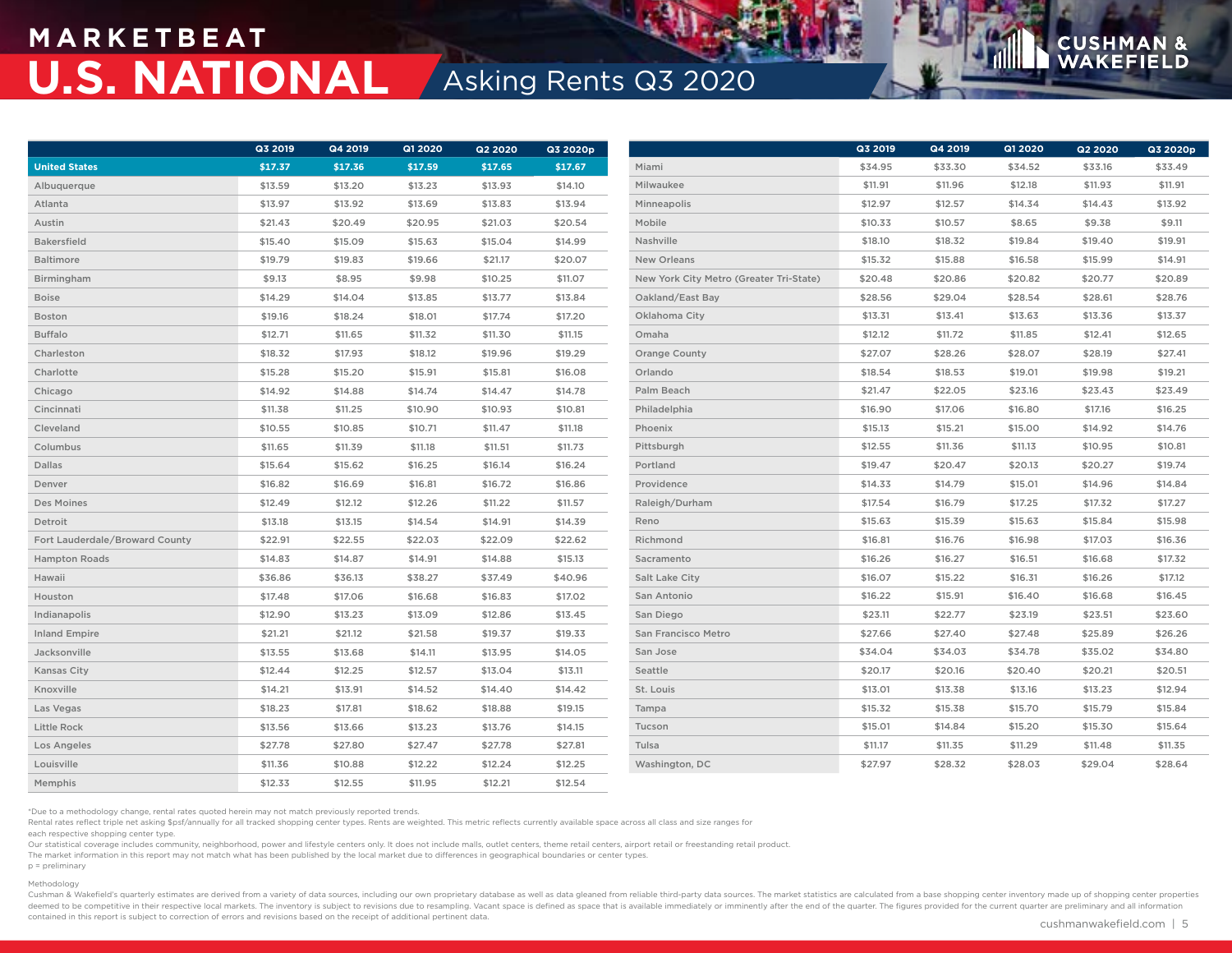# MARKETBEAT

# U.S. NATIONAL

## Asking Rents Q3 2020

| | Q3 2019 | Q4 2019 | Q1 2020 | Q2 2020 | Q3 2020p |
|---|---|---|---|---|---|
| **United States** | **$17.37** | **$17.36** | **$17.59** | **$17.65** | **$17.67** |
| Albuquerque | $13.59 | $13.20 | $13.23 | $13.93 | $14.10 |
| Atlanta | $13.97 | $13.92 | $13.69 | $13.83 | $13.94 |
| Austin | $21.43 | $20.49 | $20.95 | $21.03 | $20.54 |
| Bakersfield | $15.40 | $15.09 | $15.63 | $15.04 | $14.99 |
| Baltimore | $19.79 | $19.83 | $19.66 | $21.17 | $20.07 |
| Birmingham | $9.13 | $8.95 | $9.98 | $10.25 | $11.07 |
| Boise | $14.29 | $14.04 | $13.85 | $13.77 | $13.84 |
| Boston | $19.16 | $18.24 | $18.01 | $17.74 | $17.20 |
| Buffalo | $12.71 | $11.65 | $11.32 | $11.30 | $11.15 |
| Charleston | $18.32 | $17.93 | $18.12 | $19.96 | $19.29 |
| Charlotte | $15.28 | $15.20 | $15.91 | $15.81 | $16.08 |
| Chicago | $14.92 | $14.88 | $14.74 | $14.47 | $14.78 |
| Cincinnati | $11.38 | $11.25 | $10.90 | $10.93 | $10.81 |
| Cleveland | $10.55 | $10.85 | $10.71 | $11.47 | $11.18 |
| Columbus | $11.65 | $11.39 | $11.18 | $11.51 | $11.73 |
| Dallas | $15.64 | $15.62 | $16.25 | $16.14 | $16.24 |
| Denver | $16.82 | $16.69 | $16.81 | $16.72 | $16.86 |
| Des Moines | $12.49 | $12.12 | $12.26 | $11.22 | $11.57 |
| Detroit | $13.18 | $13.15 | $14.54 | $14.91 | $14.39 |
| Fort Lauderdale/Broward County | $22.91 | $22.55 | $22.03 | $22.09 | $22.62 |
| Hampton Roads | $14.83 | $14.87 | $14.91 | $14.88 | $15.13 |
| Hawaii | $36.86 | $36.13 | $38.27 | $37.49 | $40.96 |
| Houston | $17.48 | $17.06 | $16.68 | $16.83 | $17.02 |
| Indianapolis | $12.90 | $13.23 | $13.09 | $12.86 | $13.45 |
| Inland Empire | $21.21 | $21.12 | $21.58 | $19.37 | $19.33 |
| Jacksonville | $13.55 | $13.68 | $14.11 | $13.95 | $14.05 |
| Kansas City | $12.44 | $12.25 | $12.57 | $13.04 | $13.11 |
| Knoxville | $14.21 | $13.91 | $14.52 | $14.40 | $14.42 |
| Las Vegas | $18.23 | $17.81 | $18.62 | $18.88 | $19.15 |
| Little Rock | $13.56 | $13.66 | $13.23 | $13.76 | $14.15 |
| Los Angeles | $27.78 | $27.80 | $27.47 | $27.78 | $27.81 |
| Louisville | $11.36 | $10.88 | $12.22 | $12.24 | $12.25 |
| Memphis | $12.33 | $12.55 | $11.95 | $12.21 | $12.54 |
| Miami | $34.95 | $33.30 | $34.52 | $33.16 | $33.49 |
| Milwaukee | $11.91 | $11.96 | $12.18 | $11.93 | $11.91 |
| Minneapolis | $12.97 | $12.57 | $14.34 | $14.43 | $13.92 |
| Mobile | $10.33 | $10.57 | $8.65 | $9.38 | $9.11 |
| Nashville | $18.10 | $18.32 | $19.84 | $19.40 | $19.91 |
| New Orleans | $15.32 | $15.88 | $16.58 | $15.99 | $14.91 |
| New York City Metro (Greater Tri-State) | $20.48 | $20.86 | $20.82 | $20.77 | $20.89 |
| Oakland/East Bay | $28.56 | $29.04 | $28.54 | $28.61 | $28.76 |
| Oklahoma City | $13.31 | $13.41 | $13.63 | $13.36 | $13.37 |
| Omaha | $12.12 | $11.72 | $11.85 | $12.41 | $12.65 |
| Orange County | $27.07 | $28.26 | $28.07 | $28.19 | $27.41 |
| Orlando | $18.54 | $18.53 | $19.01 | $19.98 | $19.21 |
| Palm Beach | $21.47 | $22.05 | $23.16 | $23.43 | $23.49 |
| Philadelphia | $16.90 | $17.06 | $16.80 | $17.16 | $16.25 |
| Phoenix | $15.13 | $15.21 | $15.00 | $14.92 | $14.76 |
| Pittsburgh | $12.55 | $11.36 | $11.13 | $10.95 | $10.81 |
| Portland | $19.47 | $20.47 | $20.13 | $20.27 | $19.74 |
| Providence | $14.33 | $14.79 | $15.01 | $14.96 | $14.84 |
| Raleigh/Durham | $17.54 | $16.79 | $17.25 | $17.32 | $17.27 |
| Reno | $15.63 | $15.39 | $15.63 | $15.84 | $15.98 |
| Richmond | $16.81 | $16.76 | $16.98 | $17.03 | $16.36 |
| Sacramento | $16.26 | $16.27 | $16.51 | $16.68 | $17.32 |
| Salt Lake City | $16.07 | $15.22 | $16.31 | $16.26 | $17.12 |
| San Antonio | $16.22 | $15.91 | $16.40 | $16.68 | $16.45 |
| San Diego | $23.11 | $22.77 | $23.19 | $23.51 | $23.60 |
| San Francisco Metro | $27.66 | $27.40 | $27.48 | $25.89 | $26.26 |
| San Jose | $34.04 | $34.03 | $34.78 | $35.02 | $34.80 |
| Seattle | $20.17 | $20.16 | $20.40 | $20.21 | $20.51 |
| St. Louis | $13.01 | $13.38 | $13.16 | $13.23 | $12.94 |
| Tampa | $15.32 | $15.38 | $15.70 | $15.79 | $15.84 |
| Tucson | $15.01 | $14.84 | $15.20 | $15.30 | $15.64 |
| Tulsa | $11.17 | $11.35 | $11.29 | $11.48 | $11.35 |
| Washington, DC | $27.97 | $28.32 | $28.03 | $29.04 | $28.64 |

*Due to a methodology change, rental rates quoted herein may not match previously reported trends.
Rental rates reflect triple net asking $psf/annually for all tracked shopping center types. Rents are weighted. This metric reflects currently available space across all class and size ranges for each respective shopping center type.
Our statistical coverage includes community, neighborhood, power and lifestyle centers only. It does not include malls, outlet centers, theme retail centers, airport retail or freestanding retail product.
The market information in this report may not match what has been published by the local market due to differences in geographical boundaries or center types.
p = preliminary

Methodology
Cushman & Wakefield's quarterly estimates are derived from a variety of data sources, including our own proprietary database as well as data gleaned from reliable third-party data sources. The market statistics are calculated from a base shopping center inventory made up of shopping center properties deemed to be competitive in their respective local markets. The inventory is subject to revisions due to resampling. Vacant space is defined as space that is available immediately or imminently after the end of the quarter. The figures provided for the current quarter are preliminary and all information contained in this report is subject to correction of errors and revisions based on the receipt of additional pertinent data.

cushmanwakefield.com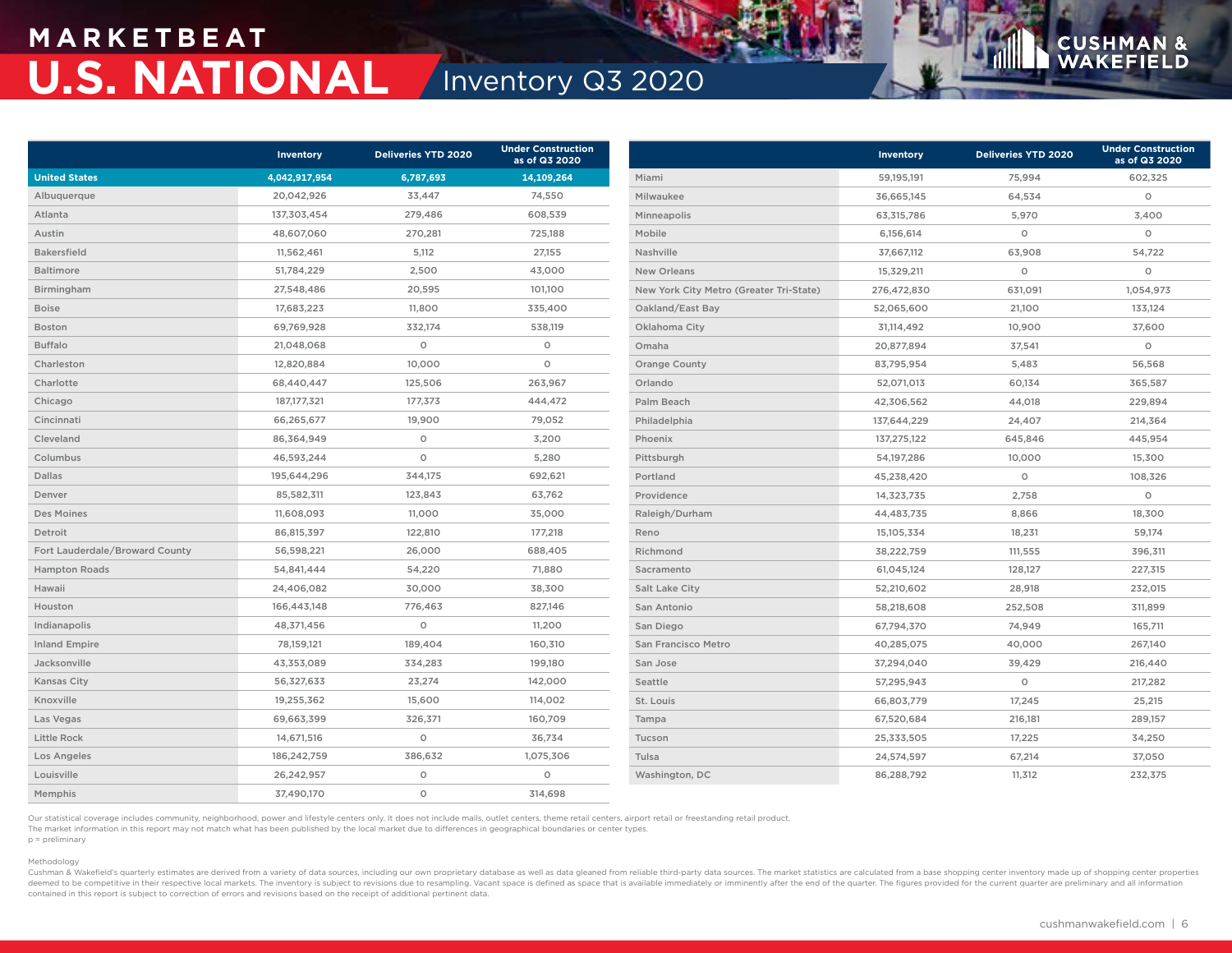# MARKETBEAT

# U.S. NATIONAL

## Inventory Q3 2020

| | Inventory | Deliveries YTD 2020 | Under Construction as of Q3 2020 |
|---|---|---|---|
| **United States** | **4,042,917,954** | **6,787,693** | **14,109,264** |
| Albuquerque | 20,042,926 | 33,447 | 74,550 |
| Atlanta | 137,303,454 | 279,486 | 608,539 |
| Austin | 48,607,060 | 270,281 | 725,188 |
| Bakersfield | 11,562,461 | 5,112 | 27,155 |
| Baltimore | 51,784,229 | 2,500 | 43,000 |
| Birmingham | 27,548,486 | 20,595 | 101,100 |
| Boise | 17,683,223 | 11,800 | 335,400 |
| Boston | 69,769,928 | 332,174 | 538,119 |
| Buffalo | 21,048,068 | 0 | 0 |
| Charleston | 12,820,884 | 10,000 | 0 |
| Charlotte | 68,440,447 | 125,506 | 263,967 |
| Chicago | 187,177,321 | 177,373 | 444,472 |
| Cincinnati | 66,265,677 | 19,900 | 79,052 |
| Cleveland | 86,364,949 | 0 | 3,200 |
| Columbus | 46,593,244 | 0 | 5,280 |
| Dallas | 195,644,296 | 344,175 | 692,621 |
| Denver | 85,582,311 | 123,843 | 63,762 |
| Des Moines | 11,608,093 | 11,000 | 35,000 |
| Detroit | 86,815,397 | 122,810 | 177,218 |
| Fort Lauderdale/Broward County | 56,598,221 | 26,000 | 688,405 |
| Hampton Roads | 54,841,444 | 54,220 | 71,880 |
| Hawaii | 24,406,082 | 30,000 | 38,300 |
| Houston | 166,443,148 | 776,463 | 827,146 |
| Indianapolis | 48,371,456 | 0 | 11,200 |
| Inland Empire | 78,159,121 | 189,404 | 160,310 |
| Jacksonville | 43,353,089 | 334,283 | 199,180 |
| Kansas City | 56,327,633 | 23,274 | 142,000 |
| Knoxville | 19,255,362 | 15,600 | 114,002 |
| Las Vegas | 69,663,399 | 326,371 | 160,709 |
| Little Rock | 14,671,516 | 0 | 36,734 |
| Los Angeles | 186,242,759 | 386,632 | 1,075,306 |
| Louisville | 26,242,957 | 0 | 0 |
| Memphis | 37,490,170 | 0 | 314,698 |
| Miami | 59,195,191 | 75,994 | 602,325 |
| Milwaukee | 36,665,145 | 64,534 | 0 |
| Minneapolis | 63,315,786 | 5,970 | 3,400 |
| Mobile | 6,156,614 | 0 | 0 |
| Nashville | 37,667,112 | 63,908 | 54,722 |
| New Orleans | 15,329,211 | 0 | 0 |
| New York City Metro (Greater Tri-State) | 276,472,830 | 631,091 | 1,054,973 |
| Oakland/East Bay | 52,065,600 | 21,100 | 133,124 |
| Oklahoma City | 31,114,492 | 10,900 | 37,600 |
| Omaha | 20,877,894 | 37,541 | 0 |
| Orange County | 83,795,954 | 5,483 | 56,568 |
| Orlando | 52,071,013 | 60,134 | 365,587 |
| Palm Beach | 42,306,562 | 44,018 | 229,894 |
| Philadelphia | 137,644,229 | 24,407 | 214,364 |
| Phoenix | 137,275,122 | 645,846 | 445,954 |
| Pittsburgh | 54,197,286 | 10,000 | 15,300 |
| Portland | 45,238,420 | 0 | 108,326 |
| Providence | 14,323,735 | 2,758 | 0 |
| Raleigh/Durham | 44,483,735 | 8,866 | 18,300 |
| Reno | 15,105,334 | 18,231 | 59,174 |
| Richmond | 38,222,759 | 111,555 | 396,311 |
| Sacramento | 61,045,124 | 128,127 | 227,315 |
| Salt Lake City | 52,210,602 | 28,918 | 232,015 |
| San Antonio | 58,218,608 | 252,508 | 311,899 |
| San Diego | 67,794,370 | 74,949 | 165,711 |
| San Francisco Metro | 40,285,075 | 40,000 | 267,140 |
| San Jose | 37,294,040 | 39,429 | 216,440 |
| Seattle | 57,295,943 | 0 | 217,282 |
| St. Louis | 66,803,779 | 17,245 | 25,215 |
| Tampa | 67,520,684 | 216,181 | 289,157 |
| Tucson | 25,333,505 | 17,225 | 34,250 |
| Tulsa | 24,574,597 | 67,214 | 37,050 |
| Washington, DC | 86,288,792 | 11,312 | 232,375 |

Our statistical coverage includes community, neighborhood, power and lifestyle centers only. It does not include malls, outlet centers, theme retail centers, airport retail or freestanding retail product.
The market information in this report may not match what has been published by the local market due to differences in geographical boundaries or center types.
p = preliminary

Methodology
Cushman & Wakefield's quarterly estimates are derived from a variety of data sources, including our own proprietary database as well as data gleaned from reliable third-party data sources. The market statistics are calculated from a base shopping center inventory made up of shopping center properties deemed to be competitive in their respective local markets. The inventory is subject to revisions due to resampling. Vacant space is defined as space that is available immediately or imminently after the end of the quarter. The figures provided for the current quarter are preliminary and all information contained in this report is subject to correction of errors and revisions based on the receipt of additional pertinent data.

cushmanwakefield.com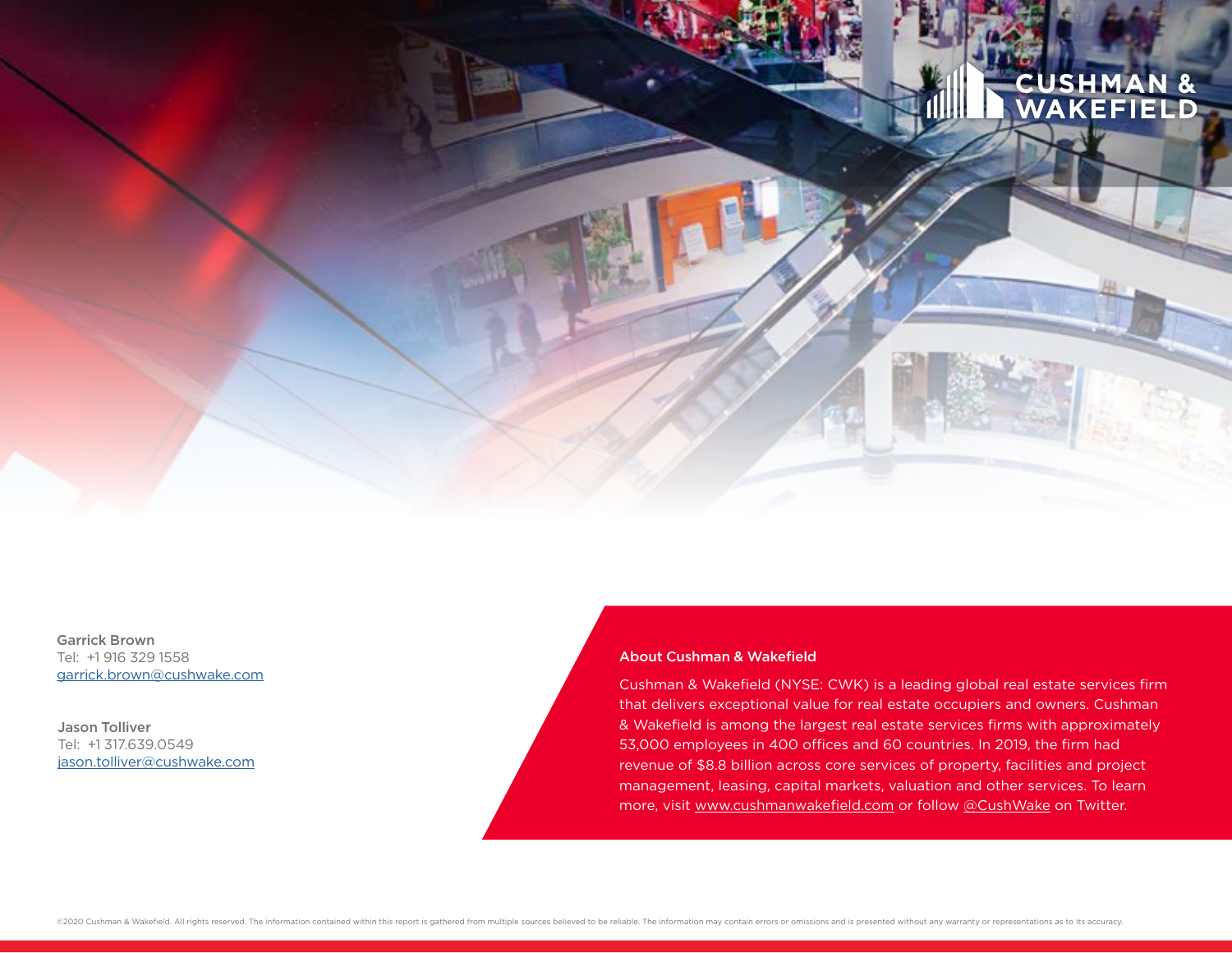Garrick Brown
Tel: +1 916 329 1558
garrick.brown@cushwake.com

Jason Tolliver
Tel: +1 317.639.0549
jason.tolliver@cushwake.com

### About Cushman & Wakefield

Cushman & Wakefield (NYSE: CWK) is a leading global real estate services firm that delivers exceptional value for real estate occupiers and owners. Cushman & Wakefield is among the largest real estate services firms with approximately 53,000 employees in 400 offices and 60 countries. In 2019, the firm had revenue of $8.8 billion across core services of property, facilities and project management, leasing, capital markets, valuation and other services. To learn more, visit www.cushmanwakefield.com or follow @CushWake on Twitter.

©2020 Cushman & Wakefield. All rights reserved. The information contained within this report is gathered from multiple sources believed to be reliable. The information may contain errors or omissions and is presented without any warranty or representations as to its accuracy.